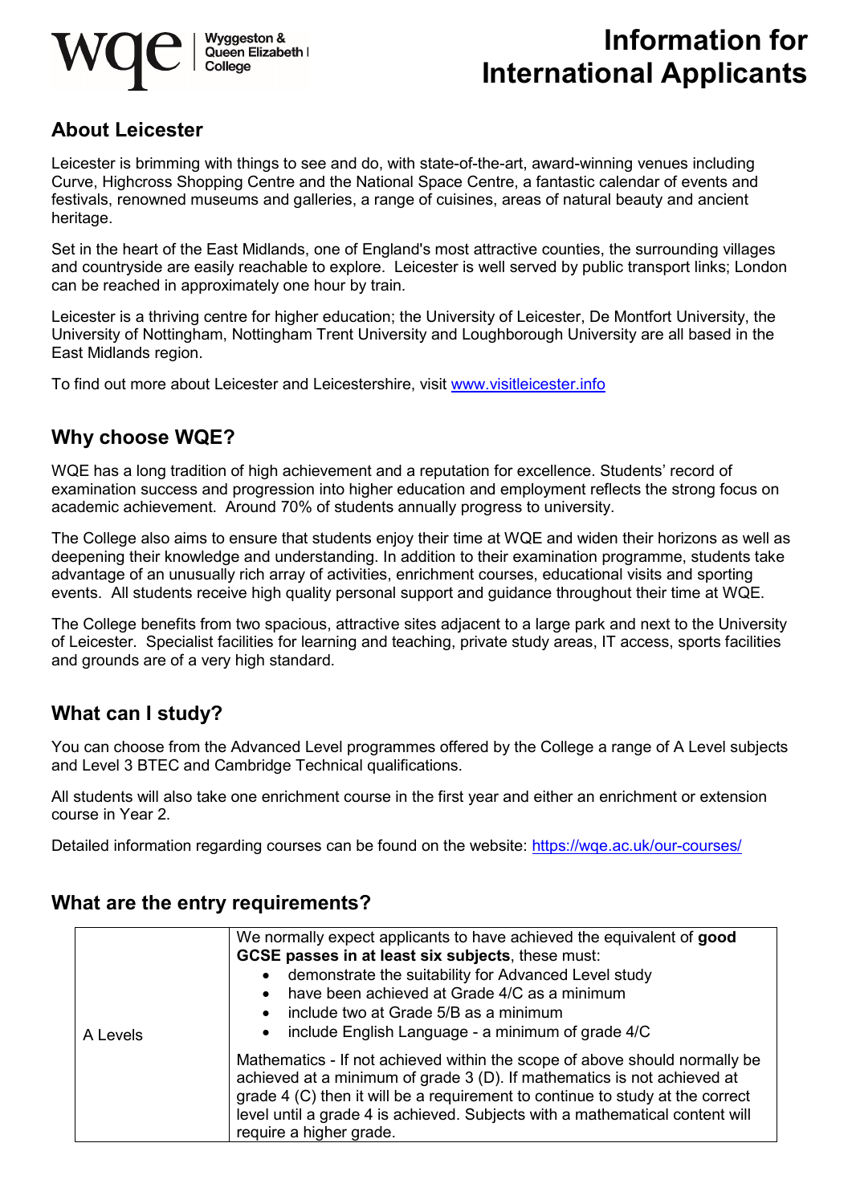# Information for International Applicants

## About Leicester

Leicester is brimming with things to see and do, with state-of-the-art, award-winning venues including Curve, Highcross Shopping Centre and the National Space Centre, a fantastic calendar of events and festivals, renowned museums and galleries, a range of cuisines, areas of natural beauty and ancient heritage.

Set in the heart of the East Midlands, one of England's most attractive counties, the surrounding villages and countryside are easily reachable to explore. Leicester is well served by public transport links; London can be reached in approximately one hour by train.

Leicester is a thriving centre for higher education; the University of Leicester, De Montfort University, the University of Nottingham, Nottingham Trent University and Loughborough University are all based in the East Midlands region.

To find out more about Leicester and Leicestershire, visit [www.visitleicester.info](http://www.visitleicester.info)

## Why choose WQE?

WQE has a long tradition of high achievement and a reputation for excellence. Students' record of examination success and progression into higher education and employment reflects the strong focus on academic achievement. Around 70% of students annually progress to university.

The College also aims to ensure that students enjoy their time at WQE and widen their horizons as well as deepening their knowledge and understanding. In addition to their examination programme, students take advantage of an unusually rich array of activities, enrichment courses, educational visits and sporting events. All students receive high quality personal support and guidance throughout their time at WQE.

The College benefits from two spacious, attractive sites adjacent to a large park and next to the University of Leicester. Specialist facilities for learning and teaching, private study areas, IT access, sports facilities and grounds are of a very high standard.

## What can I study?

You can choose from the Advanced Level programmes offered by the College a range of A Level subjects and Level 3 BTEC and Cambridge Technical qualifications.

All students will also take one enrichment course in the first year and either an enrichment or extension course in Year 2.

Detailed information regarding courses can be found on the website: [https://wqe.ac.uk/our-courses/](https://wqe.ac.uk/our-courses/)

## What are the entry requirements?

| | |
|---|---|
| A Levels | We normally expect applicants to have achieved the equivalent of **good GCSE passes in at least six subjects**, these must:<br>• demonstrate the suitability for Advanced Level study<br>• have been achieved at Grade 4/C as a minimum<br>• include two at Grade 5/B as a minimum<br>• include English Language - a minimum of grade 4/C<br><br>Mathematics - If not achieved within the scope of above should normally be achieved at a minimum of grade 3 (D). If mathematics is not achieved at grade 4 (C) then it will be a requirement to continue to study at the correct level until a grade 4 is achieved. Subjects with a mathematical content will require a higher grade. |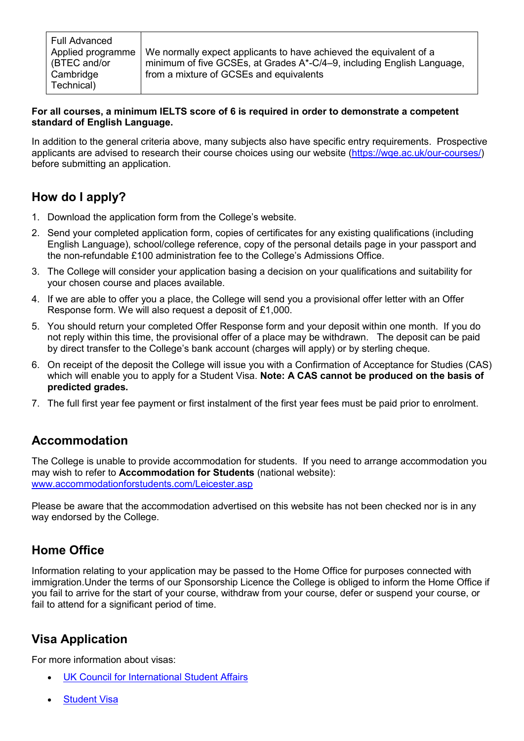| | |
|---|---|
| Full Advanced Applied programme (BTEC and/or Cambridge Technical) | We normally expect applicants to have achieved the equivalent of a minimum of five GCSEs, at Grades A*-C/4–9, including English Language, from a mixture of GCSEs and equivalents |

**For all courses, a minimum IELTS score of 6 is required in order to demonstrate a competent standard of English Language.**

In addition to the general criteria above, many subjects also have specific entry requirements. Prospective applicants are advised to research their course choices using our website (https://wqe.ac.uk/our-courses/) before submitting an application.

## How do I apply?

1. Download the application form from the College's website.
2. Send your completed application form, copies of certificates for any existing qualifications (including English Language), school/college reference, copy of the personal details page in your passport and the non-refundable £100 administration fee to the College's Admissions Office.
3. The College will consider your application basing a decision on your qualifications and suitability for your chosen course and places available.
4. If we are able to offer you a place, the College will send you a provisional offer letter with an Offer Response form. We will also request a deposit of £1,000.
5. You should return your completed Offer Response form and your deposit within one month. If you do not reply within this time, the provisional offer of a place may be withdrawn. The deposit can be paid by direct transfer to the College's bank account (charges will apply) or by sterling cheque.
6. On receipt of the deposit the College will issue you with a Confirmation of Acceptance for Studies (CAS) which will enable you to apply for a Student Visa. **Note: A CAS cannot be produced on the basis of predicted grades.**
7. The full first year fee payment or first instalment of the first year fees must be paid prior to enrolment.

## Accommodation

The College is unable to provide accommodation for students. If you need to arrange accommodation you may wish to refer to **Accommodation for Students** (national website): www.accommodationforstudents.com/Leicester.asp

Please be aware that the accommodation advertised on this website has not been checked nor is in any way endorsed by the College.

## Home Office

Information relating to your application may be passed to the Home Office for purposes connected with immigration.Under the terms of our Sponsorship Licence the College is obliged to inform the Home Office if you fail to arrive for the start of your course, withdraw from your course, defer or suspend your course, or fail to attend for a significant period of time.

## Visa Application

For more information about visas:

- UK Council for International Student Affairs
- Student Visa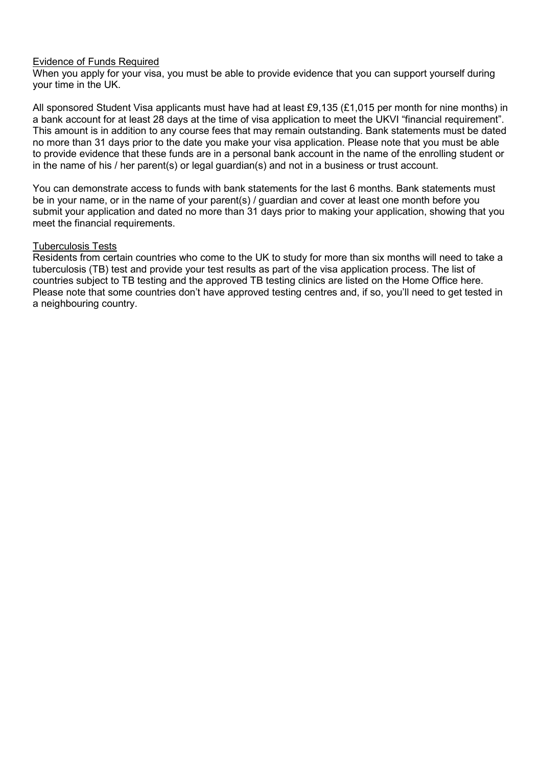## Evidence of Funds Required

When you apply for your visa, you must be able to provide evidence that you can support yourself during your time in the UK.

All sponsored Student Visa applicants must have had at least £9,135 (£1,015 per month for nine months) in a bank account for at least 28 days at the time of visa application to meet the UKVI "financial requirement". This amount is in addition to any course fees that may remain outstanding. Bank statements must be dated no more than 31 days prior to the date you make your visa application. Please note that you must be able to provide evidence that these funds are in a personal bank account in the name of the enrolling student or in the name of his / her parent(s) or legal guardian(s) and not in a business or trust account.

You can demonstrate access to funds with bank statements for the last 6 months. Bank statements must be in your name, or in the name of your parent(s) / guardian and cover at least one month before you submit your application and dated no more than 31 days prior to making your application, showing that you meet the financial requirements.

## Tuberculosis Tests

Residents from certain countries who come to the UK to study for more than six months will need to take a tuberculosis (TB) test and provide your test results as part of the visa application process. The list of countries subject to TB testing and the approved TB testing clinics are listed on the Home Office here. Please note that some countries don't have approved testing centres and, if so, you'll need to get tested in a neighbouring country.